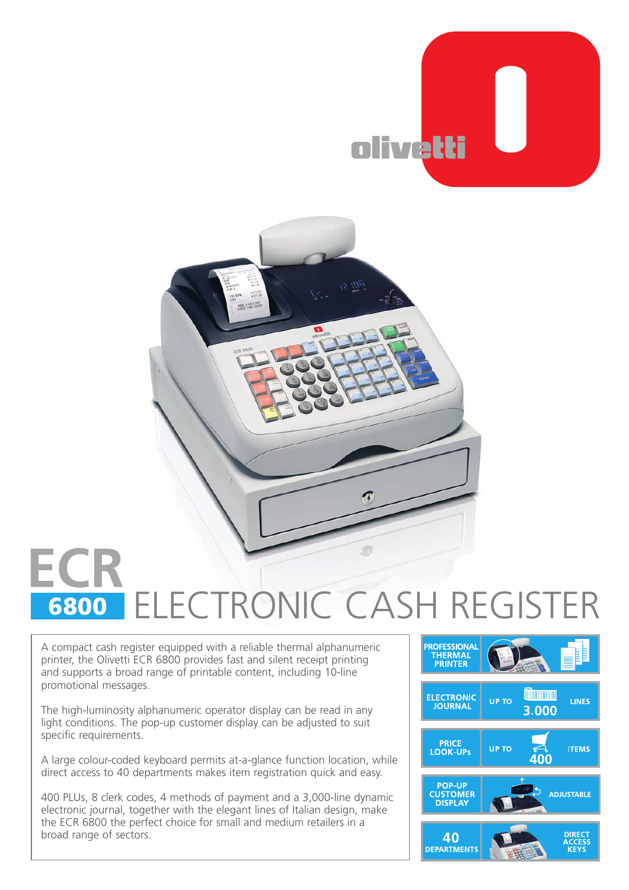# ECR 6800 ELECTRONIC CASH REGISTER

A compact cash register equipped with a reliable thermal alphanumeric printer, the Olivetti ECR 6800 provides fast and silent receipt printing and supports a broad range of printable content, including 10-line promotional messages.

The high-luminosity alphanumeric operator display can be read in any light conditions. The pop-up customer display can be adjusted to suit specific requirements.

A large colour-coded keyboard permits at-a-glance function location, while direct access to 40 departments makes item registration quick and easy.

400 PLUs, 8 clerk codes, 4 methods of payment and a 3,000-line dynamic electronic journal, together with the elegant lines of Italian design, make the ECR 6800 the perfect choice for small and medium retailers in a broad range of sectors.

- **PROFESSIONAL THERMAL PRINTER**
- **ELECTRONIC JOURNAL** UP TO 3.000 LINES
- **PRICE LOOK-UPs** UP TO 400 ITEMS
- **POP-UP CUSTOMER DISPLAY** ADJUSTABLE
- **40 DEPARTMENTS** DIRECT ACCESS KEYS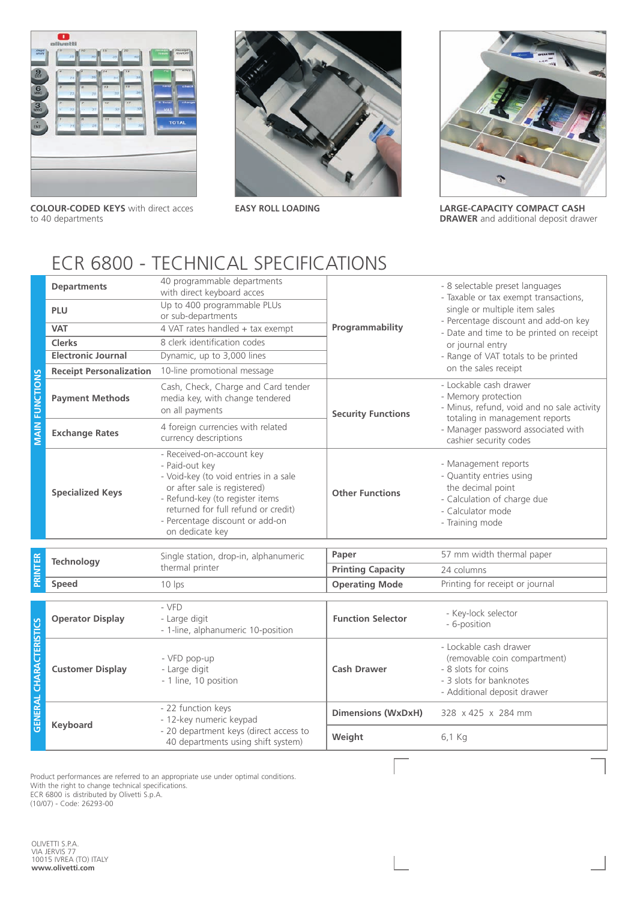**COLOUR-CODED KEYS** with direct acces to 40 departments

**EASY ROLL LOADING**

**LARGE-CAPACITY COMPACT CASH DRAWER** and additional deposit drawer

# ECR 6800 - TECHNICAL SPECIFICATIONS

## MAIN FUNCTIONS

| | | | |
|---|---|---|---|
| **Departments** | 40 programmable departments with direct keyboard acces | **Programmability** | - 8 selectable preset languages<br>- Taxable or tax exempt transactions, single or multiple item sales<br>- Percentage discount and add-on key<br>- Date and time to be printed on receipt or journal entry<br>- Range of VAT totals to be printed on the sales receipt |
| **PLU** | Up to 400 programmable PLUs or sub-departments | | |
| **VAT** | 4 VAT rates handled + tax exempt | | |
| **Clerks** | 8 clerk identification codes | | |
| **Electronic Journal** | Dynamic, up to 3,000 lines | | |
| **Receipt Personalization** | 10-line promotional message | | |
| **Payment Methods** | Cash, Check, Charge and Card tender media key, with change tendered on all payments | **Security Functions** | - Lockable cash drawer<br>- Memory protection<br>- Minus, refund, void and no sale activity totaling in management reports<br>- Manager password associated with cashier security codes |
| **Exchange Rates** | 4 foreign currencies with related currency descriptions | | |
| **Specialized Keys** | - Received-on-account key<br>- Paid-out key<br>- Void-key (to void entries in a sale or after sale is registered)<br>- Refund-key (to register items returned for full refund or credit)<br>- Percentage discount or add-on on dedicate key | **Other Functions** | - Management reports<br>- Quantity entries using the decimal point<br>- Calculation of charge due<br>- Calculator mode<br>- Training mode |

## PRINTER

| | | | |
|---|---|---|---|
| **Technology** | Single station, drop-in, alphanumeric thermal printer | **Paper** | 57 mm width thermal paper |
| | | **Printing Capacity** | 24 columns |
| **Speed** | 10 lps | **Operating Mode** | Printing for receipt or journal |

## GENERAL CHARACTERISTICS

| | | | |
|---|---|---|---|
| **Operator Display** | - VFD<br>- Large digit<br>- 1-line, alphanumeric 10-position | **Function Selector** | - Key-lock selector<br>- 6-position |
| **Customer Display** | - VFD pop-up<br>- Large digit<br>- 1 line, 10 position | **Cash Drawer** | - Lockable cash drawer (removable coin compartment)<br>- 8 slots for coins<br>- 3 slots for banknotes<br>- Additional deposit drawer |
| **Keyboard** | - 22 function keys<br>- 12-key numeric keypad<br>- 20 department keys (direct access to 40 departments using shift system) | **Dimensions (WxDxH)** | 328 x 425 x 284 mm |
| | | **Weight** | 6,1 Kg |

Product performances are referred to an appropriate use under optimal conditions.
With the right to change technical specifications.
ECR 6800 is distributed by Olivetti S.p.A.
(10/07) - Code: 26293-00

OLIVETTI S.P.A.
VIA JERVIS 77
10015 IVREA (TO) ITALY
**www.olivetti.com**